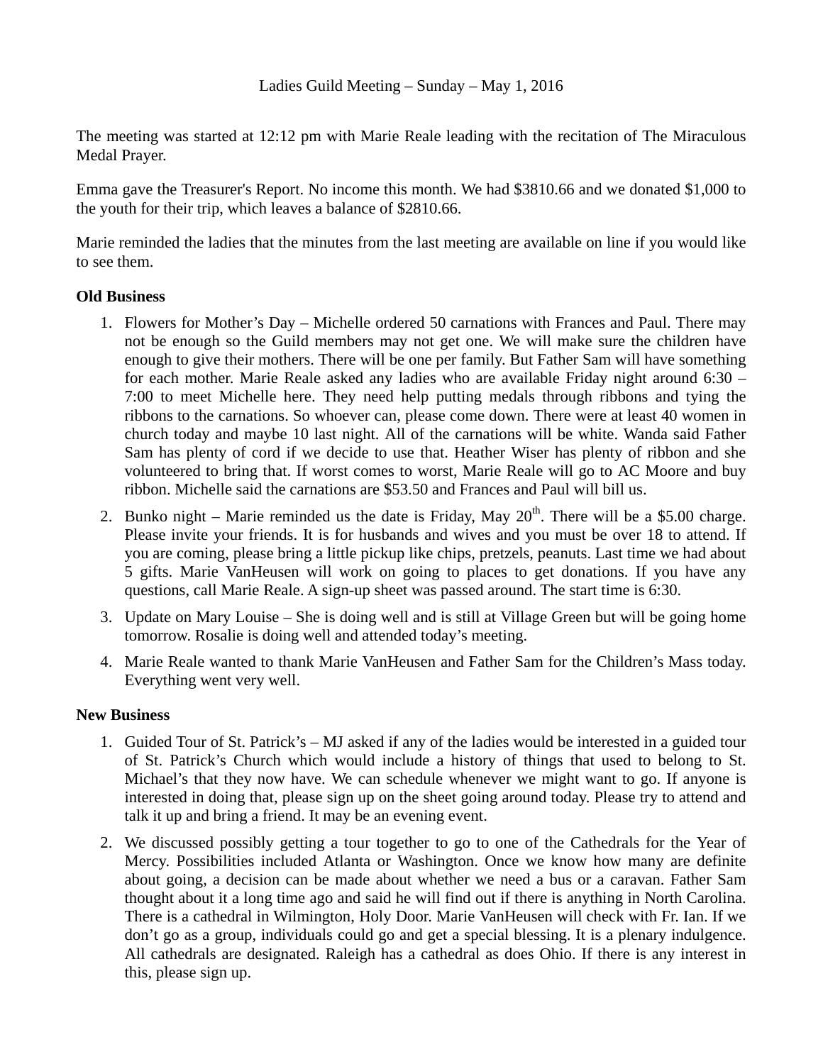Ladies Guild Meeting – Sunday – May 1, 2016

The meeting was started at 12:12 pm with Marie Reale leading with the recitation of The Miraculous Medal Prayer.

Emma gave the Treasurer's Report. No income this month. We had $3810.66 and we donated $1,000 to the youth for their trip, which leaves a balance of $2810.66.

Marie reminded the ladies that the minutes from the last meeting are available on line if you would like to see them.

**Old Business**

1. Flowers for Mother's Day – Michelle ordered 50 carnations with Frances and Paul. There may not be enough so the Guild members may not get one. We will make sure the children have enough to give their mothers. There will be one per family. But Father Sam will have something for each mother. Marie Reale asked any ladies who are available Friday night around 6:30 – 7:00 to meet Michelle here. They need help putting medals through ribbons and tying the ribbons to the carnations. So whoever can, please come down. There were at least 40 women in church today and maybe 10 last night. All of the carnations will be white. Wanda said Father Sam has plenty of cord if we decide to use that. Heather Wiser has plenty of ribbon and she volunteered to bring that. If worst comes to worst, Marie Reale will go to AC Moore and buy ribbon. Michelle said the carnations are $53.50 and Frances and Paul will bill us.
2. Bunko night – Marie reminded us the date is Friday, May 20th. There will be a $5.00 charge. Please invite your friends. It is for husbands and wives and you must be over 18 to attend. If you are coming, please bring a little pickup like chips, pretzels, peanuts. Last time we had about 5 gifts. Marie VanHeusen will work on going to places to get donations. If you have any questions, call Marie Reale. A sign-up sheet was passed around. The start time is 6:30.
3. Update on Mary Louise – She is doing well and is still at Village Green but will be going home tomorrow. Rosalie is doing well and attended today's meeting.
4. Marie Reale wanted to thank Marie VanHeusen and Father Sam for the Children's Mass today. Everything went very well.

**New Business**

1. Guided Tour of St. Patrick's – MJ asked if any of the ladies would be interested in a guided tour of St. Patrick's Church which would include a history of things that used to belong to St. Michael's that they now have. We can schedule whenever we might want to go. If anyone is interested in doing that, please sign up on the sheet going around today. Please try to attend and talk it up and bring a friend. It may be an evening event.
2. We discussed possibly getting a tour together to go to one of the Cathedrals for the Year of Mercy. Possibilities included Atlanta or Washington. Once we know how many are definite about going, a decision can be made about whether we need a bus or a caravan. Father Sam thought about it a long time ago and said he will find out if there is anything in North Carolina. There is a cathedral in Wilmington, Holy Door. Marie VanHeusen will check with Fr. Ian. If we don't go as a group, individuals could go and get a special blessing. It is a plenary indulgence. All cathedrals are designated. Raleigh has a cathedral as does Ohio. If there is any interest in this, please sign up.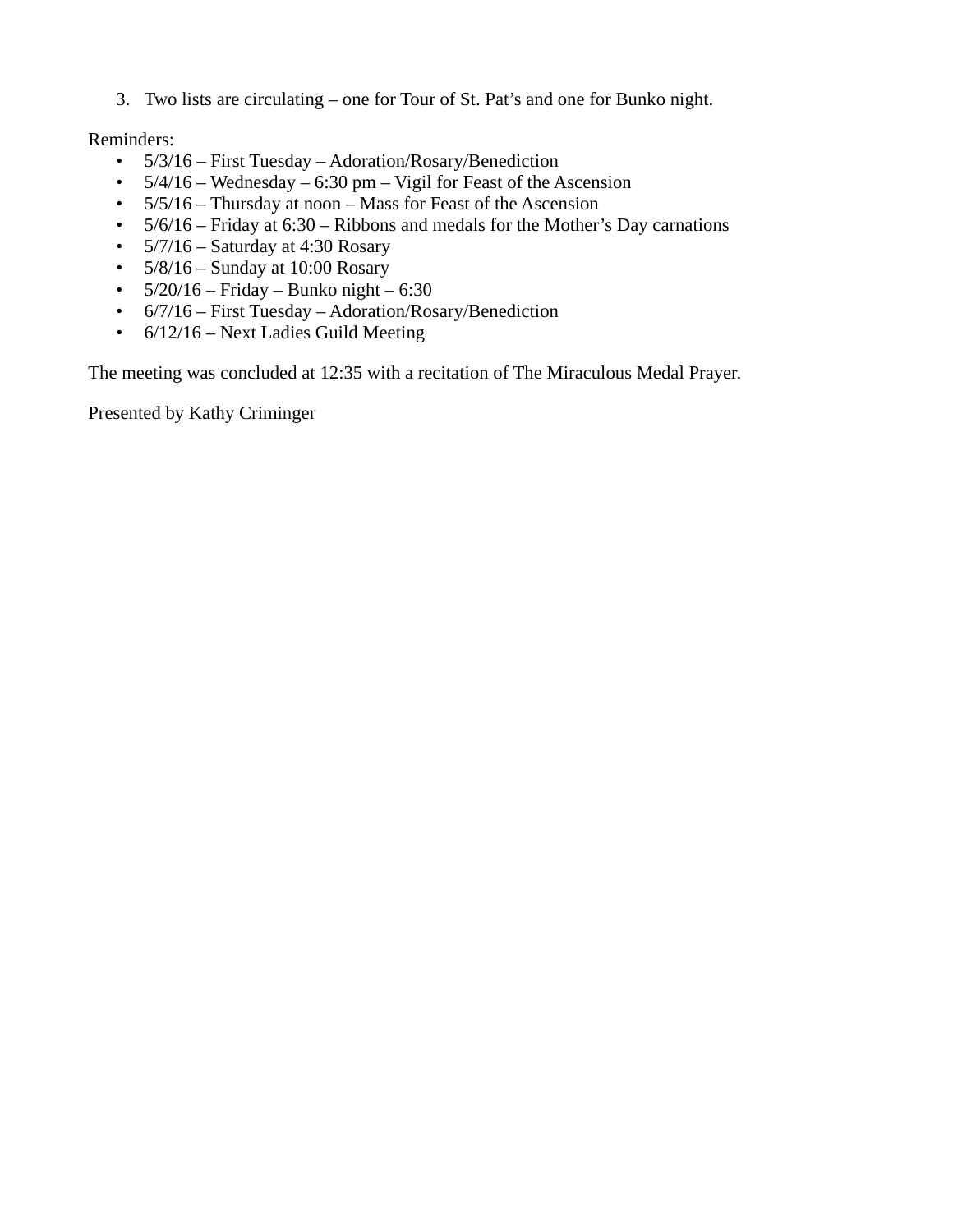3. Two lists are circulating – one for Tour of St. Pat's and one for Bunko night.

Reminders:

- 5/3/16 – First Tuesday – Adoration/Rosary/Benediction
- 5/4/16 – Wednesday – 6:30 pm – Vigil for Feast of the Ascension
- 5/5/16 – Thursday at noon – Mass for Feast of the Ascension
- 5/6/16 – Friday at 6:30 – Ribbons and medals for the Mother's Day carnations
- 5/7/16 – Saturday at 4:30 Rosary
- 5/8/16 – Sunday at 10:00 Rosary
- 5/20/16 – Friday – Bunko night – 6:30
- 6/7/16 – First Tuesday – Adoration/Rosary/Benediction
- 6/12/16 – Next Ladies Guild Meeting

The meeting was concluded at 12:35 with a recitation of The Miraculous Medal Prayer.

Presented by Kathy Criminger